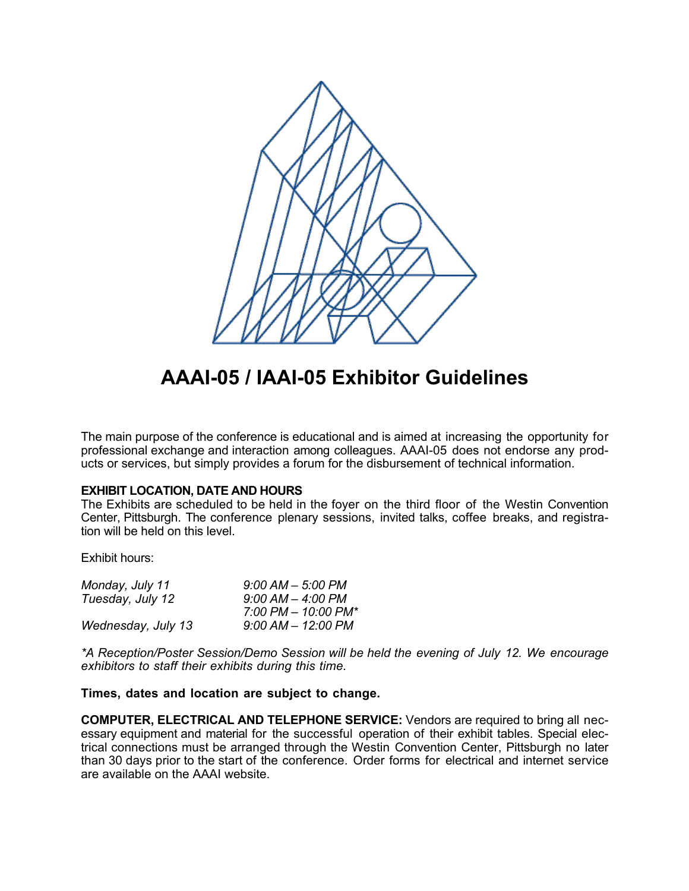# AAAI-05 / IAAI-05 Exhibitor Guidelines

The main purpose of the conference is educational and is aimed at increasing the opportunity for professional exchange and interaction among colleagues. AAAI-05 does not endorse any products or services, but simply provides a forum for the disbursement of technical information.

**EXHIBIT LOCATION, DATE AND HOURS**

The Exhibits are scheduled to be held in the foyer on the third floor of the Westin Convention Center, Pittsburgh. The conference plenary sessions, invited talks, coffee breaks, and registration will be held on this level.

Exhibit hours:

| | |
|---|---|
| *Monday, July 11* | *9:00 AM – 5:00 PM* |
| *Tuesday, July 12* | *9:00 AM – 4:00 PM* |
| | *7:00 PM – 10:00 PM** |
| *Wednesday, July 13* | *9:00 AM – 12:00 PM* |

**A Reception/Poster Session/Demo Session will be held the evening of July 12. We encourage exhibitors to staff their exhibits during this time.*

**Times, dates and location are subject to change.**

**COMPUTER, ELECTRICAL AND TELEPHONE SERVICE:** Vendors are required to bring all necessary equipment and material for the successful operation of their exhibit tables. Special electrical connections must be arranged through the Westin Convention Center, Pittsburgh no later than 30 days prior to the start of the conference. Order forms for electrical and internet service are available on the AAAI website.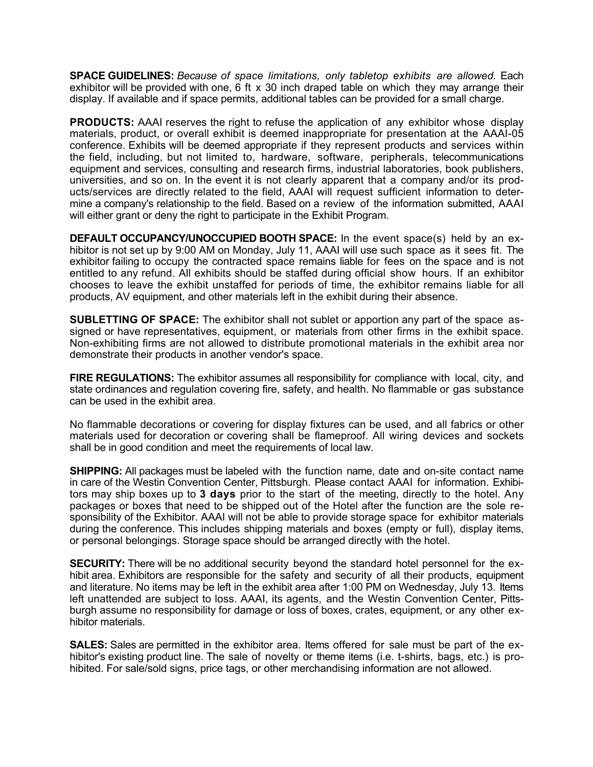**SPACE GUIDELINES:** *Because of space limitations, only tabletop exhibits are allowed.* Each exhibitor will be provided with one, 6 ft x 30 inch draped table on which they may arrange their display. If available and if space permits, additional tables can be provided for a small charge.

**PRODUCTS:** AAAI reserves the right to refuse the application of any exhibitor whose display materials, product, or overall exhibit is deemed inappropriate for presentation at the AAAI-05 conference. Exhibits will be deemed appropriate if they represent products and services within the field, including, but not limited to, hardware, software, peripherals, telecommunications equipment and services, consulting and research firms, industrial laboratories, book publishers, universities, and so on. In the event it is not clearly apparent that a company and/or its products/services are directly related to the field, AAAI will request sufficient information to determine a company's relationship to the field. Based on a review of the information submitted, AAAI will either grant or deny the right to participate in the Exhibit Program.

**DEFAULT OCCUPANCY/UNOCCUPIED BOOTH SPACE:** In the event space(s) held by an exhibitor is not set up by 9:00 AM on Monday, July 11, AAAI will use such space as it sees fit. The exhibitor failing to occupy the contracted space remains liable for fees on the space and is not entitled to any refund. All exhibits should be staffed during official show hours. If an exhibitor chooses to leave the exhibit unstaffed for periods of time, the exhibitor remains liable for all products, AV equipment, and other materials left in the exhibit during their absence.

**SUBLETTING OF SPACE:** The exhibitor shall not sublet or apportion any part of the space assigned or have representatives, equipment, or materials from other firms in the exhibit space. Non-exhibiting firms are not allowed to distribute promotional materials in the exhibit area nor demonstrate their products in another vendor's space.

**FIRE REGULATIONS:** The exhibitor assumes all responsibility for compliance with local, city, and state ordinances and regulation covering fire, safety, and health. No flammable or gas substance can be used in the exhibit area.

No flammable decorations or covering for display fixtures can be used, and all fabrics or other materials used for decoration or covering shall be flameproof. All wiring devices and sockets shall be in good condition and meet the requirements of local law.

**SHIPPING:** All packages must be labeled with the function name, date and on-site contact name in care of the Westin Convention Center, Pittsburgh. Please contact AAAI for information. Exhibitors may ship boxes up to **3 days** prior to the start of the meeting, directly to the hotel. Any packages or boxes that need to be shipped out of the Hotel after the function are the sole responsibility of the Exhibitor. AAAI will not be able to provide storage space for exhibitor materials during the conference. This includes shipping materials and boxes (empty or full), display items, or personal belongings. Storage space should be arranged directly with the hotel.

**SECURITY:** There will be no additional security beyond the standard hotel personnel for the exhibit area. Exhibitors are responsible for the safety and security of all their products, equipment and literature. No items may be left in the exhibit area after 1:00 PM on Wednesday, July 13. Items left unattended are subject to loss. AAAI, its agents, and the Westin Convention Center, Pittsburgh assume no responsibility for damage or loss of boxes, crates, equipment, or any other exhibitor materials.

**SALES:** Sales are permitted in the exhibitor area. Items offered for sale must be part of the exhibitor's existing product line. The sale of novelty or theme items (i.e. t-shirts, bags, etc.) is prohibited. For sale/sold signs, price tags, or other merchandising information are not allowed.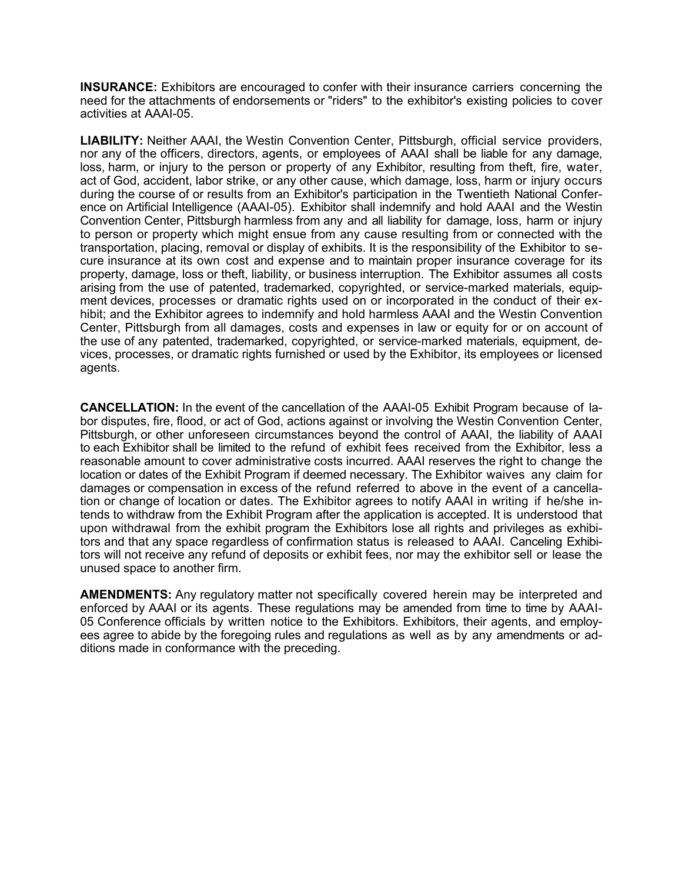**INSURANCE:** Exhibitors are encouraged to confer with their insurance carriers concerning the need for the attachments of endorsements or "riders" to the exhibitor's existing policies to cover activities at AAAI-05.

**LIABILITY:** Neither AAAI, the Westin Convention Center, Pittsburgh, official service providers, nor any of the officers, directors, agents, or employees of AAAI shall be liable for any damage, loss, harm, or injury to the person or property of any Exhibitor, resulting from theft, fire, water, act of God, accident, labor strike, or any other cause, which damage, loss, harm or injury occurs during the course of or results from an Exhibitor's participation in the Twentieth National Conference on Artificial Intelligence (AAAI-05). Exhibitor shall indemnify and hold AAAI and the Westin Convention Center, Pittsburgh harmless from any and all liability for damage, loss, harm or injury to person or property which might ensue from any cause resulting from or connected with the transportation, placing, removal or display of exhibits. It is the responsibility of the Exhibitor to secure insurance at its own cost and expense and to maintain proper insurance coverage for its property, damage, loss or theft, liability, or business interruption. The Exhibitor assumes all costs arising from the use of patented, trademarked, copyrighted, or service-marked materials, equipment devices, processes or dramatic rights used on or incorporated in the conduct of their exhibit; and the Exhibitor agrees to indemnify and hold harmless AAAI and the Westin Convention Center, Pittsburgh from all damages, costs and expenses in law or equity for or on account of the use of any patented, trademarked, copyrighted, or service-marked materials, equipment, devices, processes, or dramatic rights furnished or used by the Exhibitor, its employees or licensed agents.

**CANCELLATION:** In the event of the cancellation of the AAAI-05 Exhibit Program because of labor disputes, fire, flood, or act of God, actions against or involving the Westin Convention Center, Pittsburgh, or other unforeseen circumstances beyond the control of AAAI, the liability of AAAI to each Exhibitor shall be limited to the refund of exhibit fees received from the Exhibitor, less a reasonable amount to cover administrative costs incurred. AAAI reserves the right to change the location or dates of the Exhibit Program if deemed necessary. The Exhibitor waives any claim for damages or compensation in excess of the refund referred to above in the event of a cancellation or change of location or dates. The Exhibitor agrees to notify AAAI in writing if he/she intends to withdraw from the Exhibit Program after the application is accepted. It is understood that upon withdrawal from the exhibit program the Exhibitors lose all rights and privileges as exhibitors and that any space regardless of confirmation status is released to AAAI. Canceling Exhibitors will not receive any refund of deposits or exhibit fees, nor may the exhibitor sell or lease the unused space to another firm.

**AMENDMENTS:** Any regulatory matter not specifically covered herein may be interpreted and enforced by AAAI or its agents. These regulations may be amended from time to time by AAAI-05 Conference officials by written notice to the Exhibitors. Exhibitors, their agents, and employees agree to abide by the foregoing rules and regulations as well as by any amendments or additions made in conformance with the preceding.